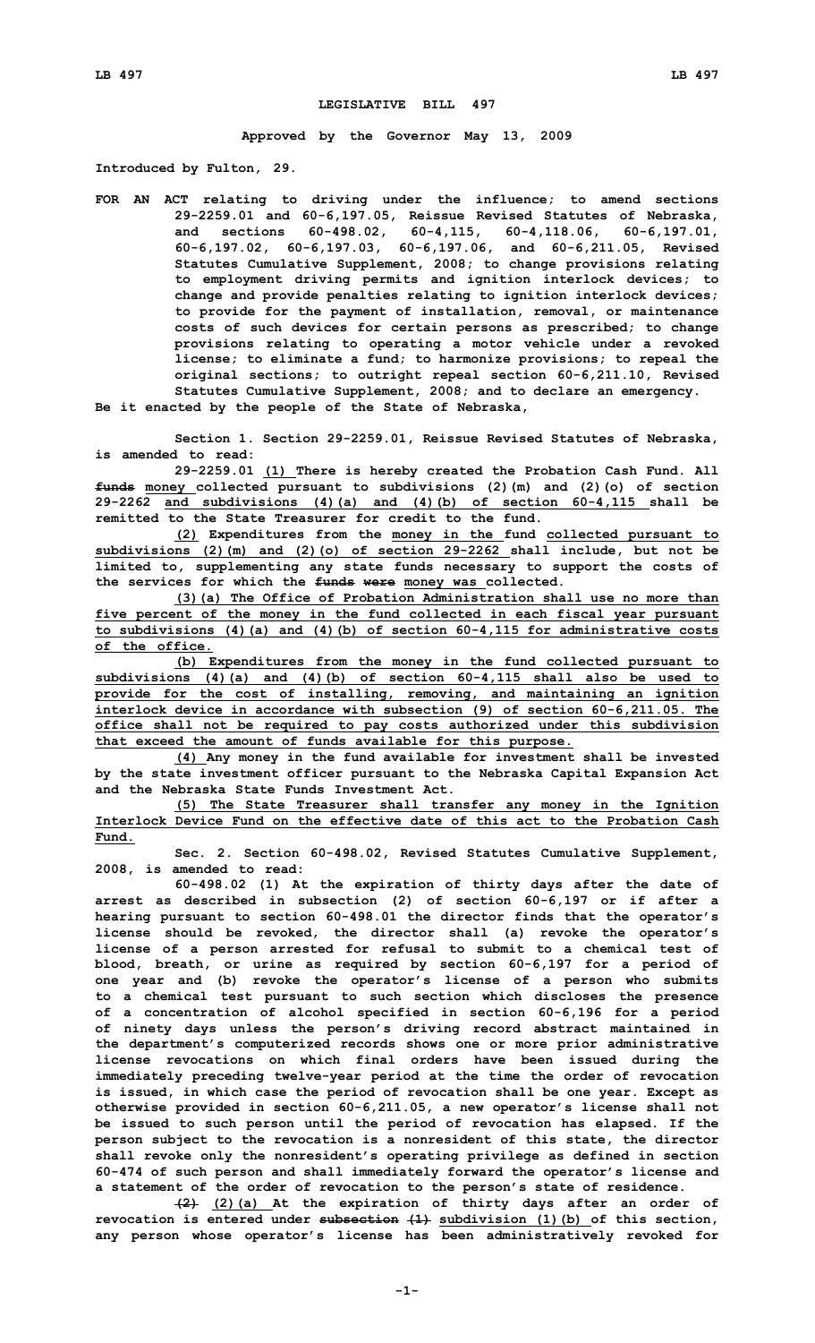# LEGISLATIVE BILL 497

**Approved by the Governor May 13, 2009**

**Introduced by Fulton, 29.**

**FOR AN ACT relating to driving under the influence; to amend sections 29-2259.01 and 60-6,197.05, Reissue Revised Statutes of Nebraska, and sections 60-498.02, 60-4,115, 60-4,118.06, 60-6,197.01, 60-6,197.02, 60-6,197.03, 60-6,197.06, and 60-6,211.05, Revised Statutes Cumulative Supplement, 2008; to change provisions relating to employment driving permits and ignition interlock devices; to change and provide penalties relating to ignition interlock devices; to provide for the payment of installation, removal, or maintenance costs of such devices for certain persons as prescribed; to change provisions relating to operating a motor vehicle under a revoked license; to eliminate a fund; to harmonize provisions; to repeal the original sections; to outright repeal section 60-6,211.10, Revised Statutes Cumulative Supplement, 2008; and to declare an emergency.**

**Be it enacted by the people of the State of Nebraska,**

**Section 1. Section 29-2259.01, Reissue Revised Statutes of Nebraska, is amended to read:**

**29-2259.01 (1) There is hereby created the Probation Cash Fund. All ~~funds~~ money collected pursuant to subdivisions (2)(m) and (2)(o) of section 29-2262 and subdivisions (4)(a) and (4)(b) of section 60-4,115 shall be remitted to the State Treasurer for credit to the fund.**

**(2) Expenditures from the money in the fund collected pursuant to subdivisions (2)(m) and (2)(o) of section 29-2262 shall include, but not be limited to, supplementing any state funds necessary to support the costs of the services for which the ~~funds were~~ money was collected.**

**(3)(a) The Office of Probation Administration shall use no more than five percent of the money in the fund collected in each fiscal year pursuant to subdivisions (4)(a) and (4)(b) of section 60-4,115 for administrative costs of the office.**

**(b) Expenditures from the money in the fund collected pursuant to subdivisions (4)(a) and (4)(b) of section 60-4,115 shall also be used to provide for the cost of installing, removing, and maintaining an ignition interlock device in accordance with subsection (9) of section 60-6,211.05. The office shall not be required to pay costs authorized under this subdivision that exceed the amount of funds available for this purpose.**

**(4) Any money in the fund available for investment shall be invested by the state investment officer pursuant to the Nebraska Capital Expansion Act and the Nebraska State Funds Investment Act.**

**(5) The State Treasurer shall transfer any money in the Ignition Interlock Device Fund on the effective date of this act to the Probation Cash Fund.**

**Sec. 2. Section 60-498.02, Revised Statutes Cumulative Supplement, 2008, is amended to read:**

**60-498.02 (1) At the expiration of thirty days after the date of arrest as described in subsection (2) of section 60-6,197 or if after a hearing pursuant to section 60-498.01 the director finds that the operator's license should be revoked, the director shall (a) revoke the operator's license of a person arrested for refusal to submit to a chemical test of blood, breath, or urine as required by section 60-6,197 for a period of one year and (b) revoke the operator's license of a person who submits to a chemical test pursuant to such section which discloses the presence of a concentration of alcohol specified in section 60-6,196 for a period of ninety days unless the person's driving record abstract maintained in the department's computerized records shows one or more prior administrative license revocations on which final orders have been issued during the immediately preceding twelve-year period at the time the order of revocation is issued, in which case the period of revocation shall be one year. Except as otherwise provided in section 60-6,211.05, a new operator's license shall not be issued to such person until the period of revocation has elapsed. If the person subject to the revocation is a nonresident of this state, the director shall revoke only the nonresident's operating privilege as defined in section 60-474 of such person and shall immediately forward the operator's license and a statement of the order of revocation to the person's state of residence.**

**~~(2)~~ (2)(a) At the expiration of thirty days after an order of revocation is entered under ~~subsection (1)~~ subdivision (1)(b) of this section, any person whose operator's license has been administratively revoked for**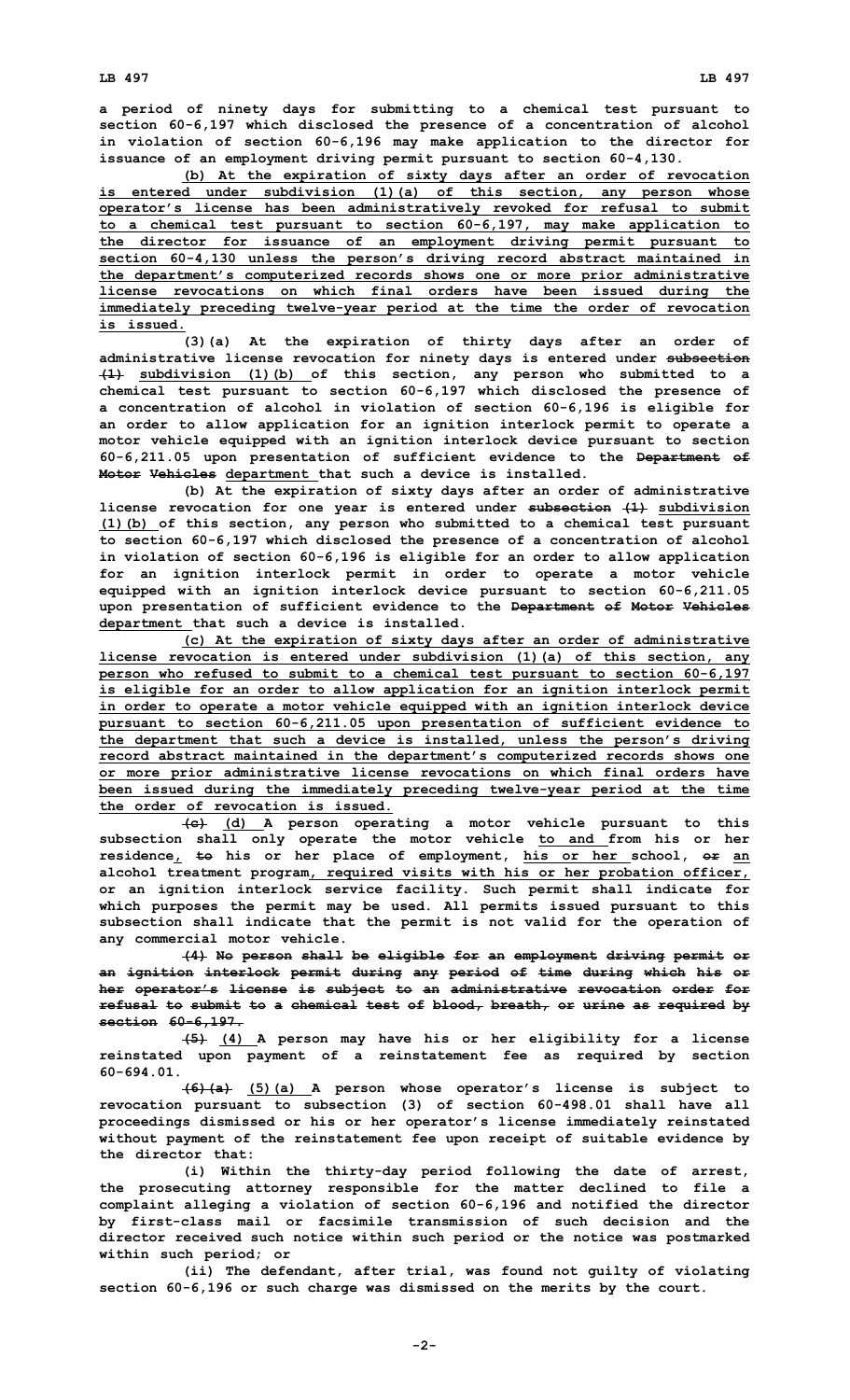a period of ninety days for submitting to a chemical test pursuant to section 60-6,197 which disclosed the presence of a concentration of alcohol in violation of section 60-6,196 may make application to the director for issuance of an employment driving permit pursuant to section 60-4,130.

(b) At the expiration of sixty days after an order of revocation is entered under subdivision (1)(a) of this section, any person whose operator's license has been administratively revoked for refusal to submit to a chemical test pursuant to section 60-6,197, may make application to the director for issuance of an employment driving permit pursuant to section 60-4,130 unless the person's driving record abstract maintained in the department's computerized records shows one or more prior administrative license revocations on which final orders have been issued during the immediately preceding twelve-year period at the time the order of revocation is issued.

(3)(a) At the expiration of thirty days after an order of administrative license revocation for ninety days is entered under ~~subsection (1)~~ subdivision (1)(b) of this section, any person who submitted to a chemical test pursuant to section 60-6,197 which disclosed the presence of a concentration of alcohol in violation of section 60-6,196 is eligible for an order to allow application for an ignition interlock permit to operate a motor vehicle equipped with an ignition interlock device pursuant to section 60-6,211.05 upon presentation of sufficient evidence to the ~~Department of Motor Vehicles~~ department that such a device is installed.

(b) At the expiration of sixty days after an order of administrative license revocation for one year is entered under ~~subsection (1)~~ subdivision (1)(b) of this section, any person who submitted to a chemical test pursuant to section 60-6,197 which disclosed the presence of a concentration of alcohol in violation of section 60-6,196 is eligible for an order to allow application for an ignition interlock permit in order to operate a motor vehicle equipped with an ignition interlock device pursuant to section 60-6,211.05 upon presentation of sufficient evidence to the ~~Department of Motor Vehicles~~ department that such a device is installed.

(c) At the expiration of sixty days after an order of administrative license revocation is entered under subdivision (1)(a) of this section, any person who refused to submit to a chemical test pursuant to section 60-6,197 is eligible for an order to allow application for an ignition interlock permit in order to operate a motor vehicle equipped with an ignition interlock device pursuant to section 60-6,211.05 upon presentation of sufficient evidence to the department that such a device is installed, unless the person's driving record abstract maintained in the department's computerized records shows one or more prior administrative license revocations on which final orders have been issued during the immediately preceding twelve-year period at the time the order of revocation is issued.

~~(c)~~ (d) A person operating a motor vehicle pursuant to this subsection shall only operate the motor vehicle to and from his or her residence, ~~to~~ his or her place of employment, his or her school, ~~or~~ an alcohol treatment program, required visits with his or her probation officer, or an ignition interlock service facility. Such permit shall indicate for which purposes the permit may be used. All permits issued pursuant to this subsection shall indicate that the permit is not valid for the operation of any commercial motor vehicle.

~~(4) No person shall be eligible for an employment driving permit or an ignition interlock permit during any period of time during which his or her operator's license is subject to an administrative revocation order for refusal to submit to a chemical test of blood, breath, or urine as required by section 60-6,197.~~

~~(5)~~ (4) A person may have his or her eligibility for a license reinstated upon payment of a reinstatement fee as required by section 60-694.01.

~~(6)(a)~~ (5)(a) A person whose operator's license is subject to revocation pursuant to subsection (3) of section 60-498.01 shall have all proceedings dismissed or his or her operator's license immediately reinstated without payment of the reinstatement fee upon receipt of suitable evidence by the director that:

(i) Within the thirty-day period following the date of arrest, the prosecuting attorney responsible for the matter declined to file a complaint alleging a violation of section 60-6,196 and notified the director by first-class mail or facsimile transmission of such decision and the director received such notice within such period or the notice was postmarked within such period; or

(ii) The defendant, after trial, was found not guilty of violating section 60-6,196 or such charge was dismissed on the merits by the court.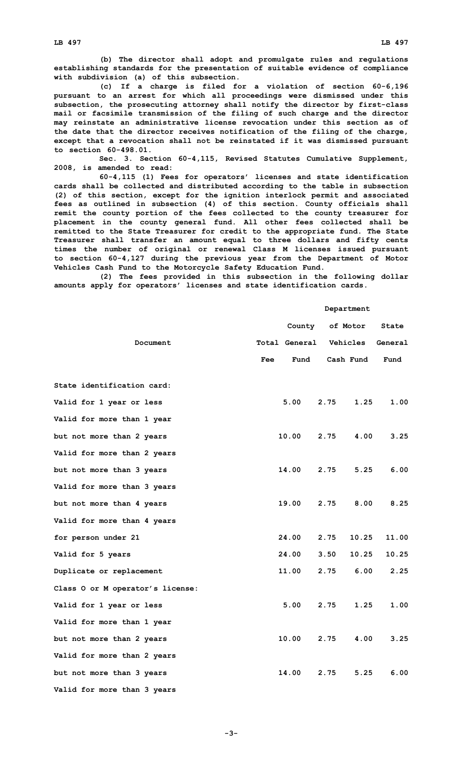(b) The director shall adopt and promulgate rules and regulations establishing standards for the presentation of suitable evidence of compliance with subdivision (a) of this subsection.

(c) If a charge is filed for a violation of section 60-6,196 pursuant to an arrest for which all proceedings were dismissed under this subsection, the prosecuting attorney shall notify the director by first-class mail or facsimile transmission of the filing of such charge and the director may reinstate an administrative license revocation under this section as of the date that the director receives notification of the filing of the charge, except that a revocation shall not be reinstated if it was dismissed pursuant to section 60-498.01.

Sec. 3. Section 60-4,115, Revised Statutes Cumulative Supplement, 2008, is amended to read:

60-4,115 (1) Fees for operators' licenses and state identification cards shall be collected and distributed according to the table in subsection (2) of this section, except for the ignition interlock permit and associated fees as outlined in subsection (4) of this section. County officials shall remit the county portion of the fees collected to the county treasurer for placement in the county general fund. All other fees collected shall be remitted to the State Treasurer for credit to the appropriate fund. The State Treasurer shall transfer an amount equal to three dollars and fifty cents times the number of original or renewal Class M licenses issued pursuant to section 60-4,127 during the previous year from the Department of Motor Vehicles Cash Fund to the Motorcycle Safety Education Fund.

(2) The fees provided in this subsection in the following dollar amounts apply for operators' licenses and state identification cards.

| Document | Total Fee | County General Fund | Department of Motor Vehicles Cash Fund | State General Fund |
|---|---|---|---|---|
| State identification card: | | | | |
| Valid for 1 year or less | 5.00 | 2.75 | 1.25 | 1.00 |
| Valid for more than 1 year | | | | |
| but not more than 2 years | 10.00 | 2.75 | 4.00 | 3.25 |
| Valid for more than 2 years | | | | |
| but not more than 3 years | 14.00 | 2.75 | 5.25 | 6.00 |
| Valid for more than 3 years | | | | |
| but not more than 4 years | 19.00 | 2.75 | 8.00 | 8.25 |
| Valid for more than 4 years | | | | |
| for person under 21 | 24.00 | 2.75 | 10.25 | 11.00 |
| Valid for 5 years | 24.00 | 3.50 | 10.25 | 10.25 |
| Duplicate or replacement | 11.00 | 2.75 | 6.00 | 2.25 |
| Class O or M operator's license: | | | | |
| Valid for 1 year or less | 5.00 | 2.75 | 1.25 | 1.00 |
| Valid for more than 1 year | | | | |
| but not more than 2 years | 10.00 | 2.75 | 4.00 | 3.25 |
| Valid for more than 2 years | | | | |
| but not more than 3 years | 14.00 | 2.75 | 5.25 | 6.00 |
| Valid for more than 3 years | | | | |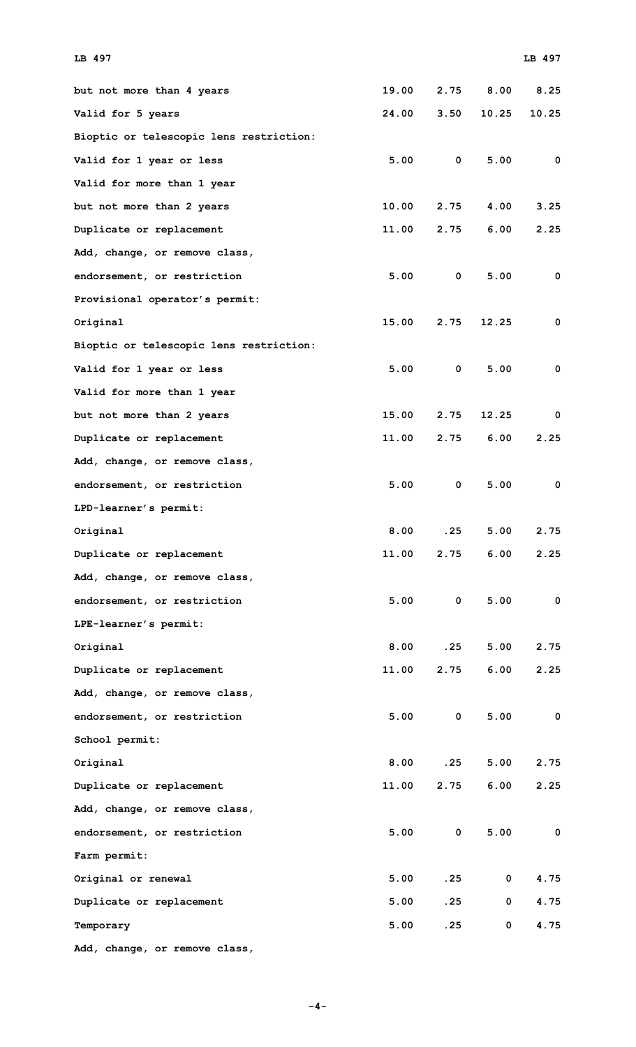| | | | | |
|---|---|---|---|---|
| but not more than 4 years | 19.00 | 2.75 | 8.00 | 8.25 |
| Valid for 5 years | 24.00 | 3.50 | 10.25 | 10.25 |
| Bioptic or telescopic lens restriction: | | | | |
| Valid for 1 year or less | 5.00 | 0 | 5.00 | 0 |
| Valid for more than 1 year | | | | |
| but not more than 2 years | 10.00 | 2.75 | 4.00 | 3.25 |
| Duplicate or replacement | 11.00 | 2.75 | 6.00 | 2.25 |
| Add, change, or remove class, | | | | |
| endorsement, or restriction | 5.00 | 0 | 5.00 | 0 |
| Provisional operator's permit: | | | | |
| Original | 15.00 | 2.75 | 12.25 | 0 |
| Bioptic or telescopic lens restriction: | | | | |
| Valid for 1 year or less | 5.00 | 0 | 5.00 | 0 |
| Valid for more than 1 year | | | | |
| but not more than 2 years | 15.00 | 2.75 | 12.25 | 0 |
| Duplicate or replacement | 11.00 | 2.75 | 6.00 | 2.25 |
| Add, change, or remove class, | | | | |
| endorsement, or restriction | 5.00 | 0 | 5.00 | 0 |
| LPD-learner's permit: | | | | |
| Original | 8.00 | .25 | 5.00 | 2.75 |
| Duplicate or replacement | 11.00 | 2.75 | 6.00 | 2.25 |
| Add, change, or remove class, | | | | |
| endorsement, or restriction | 5.00 | 0 | 5.00 | 0 |
| LPE-learner's permit: | | | | |
| Original | 8.00 | .25 | 5.00 | 2.75 |
| Duplicate or replacement | 11.00 | 2.75 | 6.00 | 2.25 |
| Add, change, or remove class, | | | | |
| endorsement, or restriction | 5.00 | 0 | 5.00 | 0 |
| School permit: | | | | |
| Original | 8.00 | .25 | 5.00 | 2.75 |
| Duplicate or replacement | 11.00 | 2.75 | 6.00 | 2.25 |
| Add, change, or remove class, | | | | |
| endorsement, or restriction | 5.00 | 0 | 5.00 | 0 |
| Farm permit: | | | | |
| Original or renewal | 5.00 | .25 | 0 | 4.75 |
| Duplicate or replacement | 5.00 | .25 | 0 | 4.75 |
| Temporary | 5.00 | .25 | 0 | 4.75 |
| Add, change, or remove class, | | | | |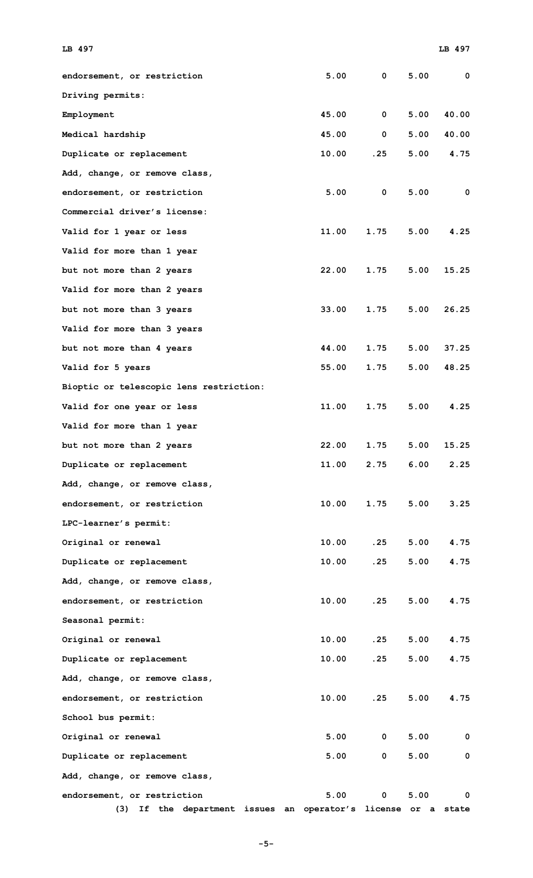| | | | | |
|---|---|---|---|---|
| endorsement, or restriction | 5.00 | 0 | 5.00 | 0 |
| Driving permits: | | | | |
| Employment | 45.00 | 0 | 5.00 | 40.00 |
| Medical hardship | 45.00 | 0 | 5.00 | 40.00 |
| Duplicate or replacement | 10.00 | .25 | 5.00 | 4.75 |
| Add, change, or remove class, | | | | |
| endorsement, or restriction | 5.00 | 0 | 5.00 | 0 |
| Commercial driver's license: | | | | |
| Valid for 1 year or less | 11.00 | 1.75 | 5.00 | 4.25 |
| Valid for more than 1 year | | | | |
| but not more than 2 years | 22.00 | 1.75 | 5.00 | 15.25 |
| Valid for more than 2 years | | | | |
| but not more than 3 years | 33.00 | 1.75 | 5.00 | 26.25 |
| Valid for more than 3 years | | | | |
| but not more than 4 years | 44.00 | 1.75 | 5.00 | 37.25 |
| Valid for 5 years | 55.00 | 1.75 | 5.00 | 48.25 |
| Bioptic or telescopic lens restriction: | | | | |
| Valid for one year or less | 11.00 | 1.75 | 5.00 | 4.25 |
| Valid for more than 1 year | | | | |
| but not more than 2 years | 22.00 | 1.75 | 5.00 | 15.25 |
| Duplicate or replacement | 11.00 | 2.75 | 6.00 | 2.25 |
| Add, change, or remove class, | | | | |
| endorsement, or restriction | 10.00 | 1.75 | 5.00 | 3.25 |
| LPC-learner's permit: | | | | |
| Original or renewal | 10.00 | .25 | 5.00 | 4.75 |
| Duplicate or replacement | 10.00 | .25 | 5.00 | 4.75 |
| Add, change, or remove class, | | | | |
| endorsement, or restriction | 10.00 | .25 | 5.00 | 4.75 |
| Seasonal permit: | | | | |
| Original or renewal | 10.00 | .25 | 5.00 | 4.75 |
| Duplicate or replacement | 10.00 | .25 | 5.00 | 4.75 |
| Add, change, or remove class, | | | | |
| endorsement, or restriction | 10.00 | .25 | 5.00 | 4.75 |
| School bus permit: | | | | |
| Original or renewal | 5.00 | 0 | 5.00 | 0 |
| Duplicate or replacement | 5.00 | 0 | 5.00 | 0 |
| Add, change, or remove class, | | | | |
| endorsement, or restriction | 5.00 | 0 | 5.00 | 0 |

(3) If the department issues an operator's license or a state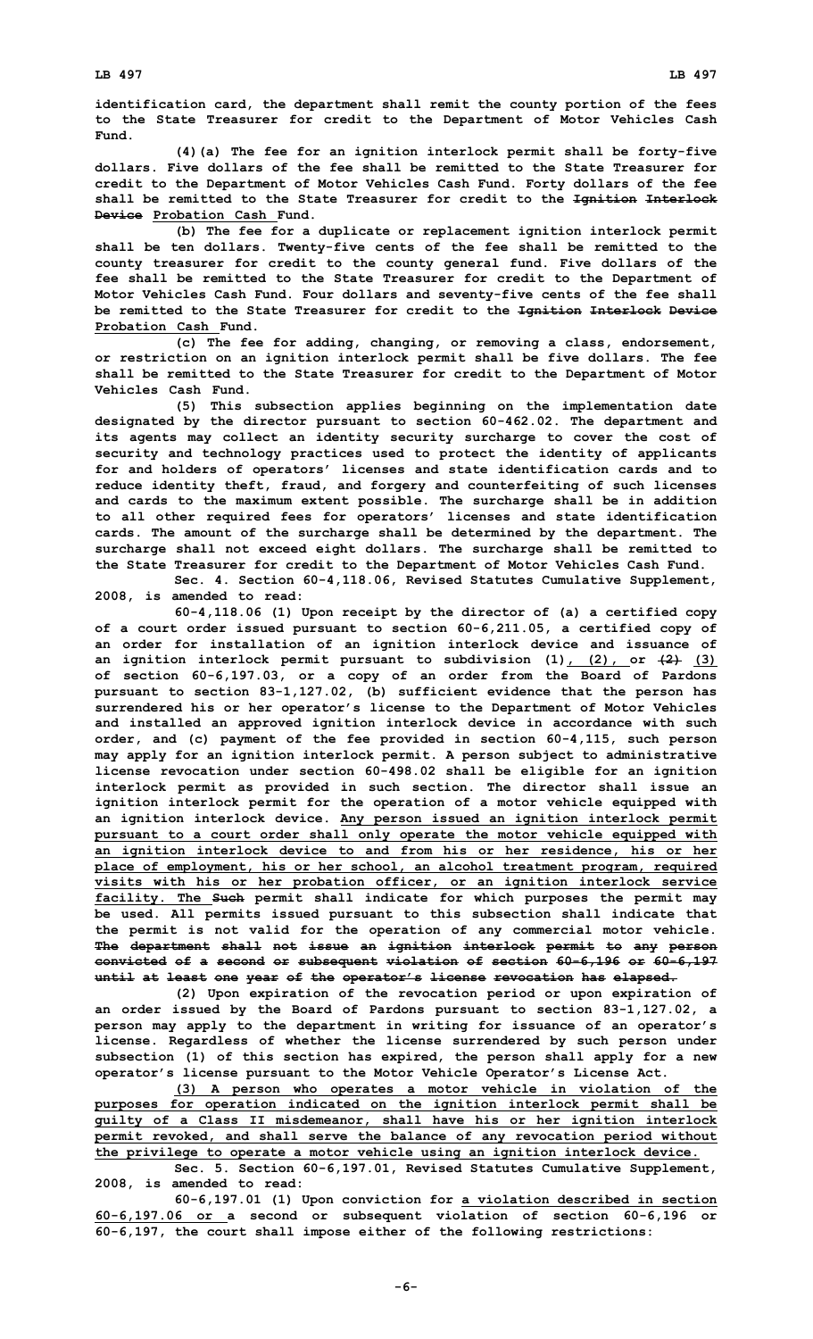identification card, the department shall remit the county portion of the fees to the State Treasurer for credit to the Department of Motor Vehicles Cash Fund.

(4)(a) The fee for an ignition interlock permit shall be forty-five dollars. Five dollars of the fee shall be remitted to the State Treasurer for credit to the Department of Motor Vehicles Cash Fund. Forty dollars of the fee shall be remitted to the State Treasurer for credit to the ~~Ignition Interlock Device~~ Probation Cash Fund.

(b) The fee for a duplicate or replacement ignition interlock permit shall be ten dollars. Twenty-five cents of the fee shall be remitted to the county treasurer for credit to the county general fund. Five dollars of the fee shall be remitted to the State Treasurer for credit to the Department of Motor Vehicles Cash Fund. Four dollars and seventy-five cents of the fee shall be remitted to the State Treasurer for credit to the ~~Ignition Interlock Device~~ Probation Cash Fund.

(c) The fee for adding, changing, or removing a class, endorsement, or restriction on an ignition interlock permit shall be five dollars. The fee shall be remitted to the State Treasurer for credit to the Department of Motor Vehicles Cash Fund.

(5) This subsection applies beginning on the implementation date designated by the director pursuant to section 60-462.02. The department and its agents may collect an identity security surcharge to cover the cost of security and technology practices used to protect the identity of applicants for and holders of operators' licenses and state identification cards and to reduce identity theft, fraud, and forgery and counterfeiting of such licenses and cards to the maximum extent possible. The surcharge shall be in addition to all other required fees for operators' licenses and state identification cards. The amount of the surcharge shall be determined by the department. The surcharge shall not exceed eight dollars. The surcharge shall be remitted to the State Treasurer for credit to the Department of Motor Vehicles Cash Fund.

Sec. 4. Section 60-4,118.06, Revised Statutes Cumulative Supplement, 2008, is amended to read:

60-4,118.06 (1) Upon receipt by the director of (a) a certified copy of a court order issued pursuant to section 60-6,211.05, a certified copy of an order for installation of an ignition interlock device and issuance of an ignition interlock permit pursuant to subdivision (1), (2), or ~~(2)~~ (3) of section 60-6,197.03, or a copy of an order from the Board of Pardons pursuant to section 83-1,127.02, (b) sufficient evidence that the person has surrendered his or her operator's license to the Department of Motor Vehicles and installed an approved ignition interlock device in accordance with such order, and (c) payment of the fee provided in section 60-4,115, such person may apply for an ignition interlock permit. A person subject to administrative license revocation under section 60-498.02 shall be eligible for an ignition interlock permit as provided in such section. The director shall issue an ignition interlock permit for the operation of a motor vehicle equipped with an ignition interlock device. Any person issued an ignition interlock permit pursuant to a court order shall only operate the motor vehicle equipped with an ignition interlock device to and from his or her residence, his or her place of employment, his or her school, an alcohol treatment program, required visits with his or her probation officer, or an ignition interlock service facility. The ~~Such~~ permit shall indicate for which purposes the permit may be used. All permits issued pursuant to this subsection shall indicate that the permit is not valid for the operation of any commercial motor vehicle. ~~The department shall not issue an ignition interlock permit to any person convicted of a second or subsequent violation of section 60-6,196 or 60-6,197 until at least one year of the operator's license revocation has elapsed.~~

(2) Upon expiration of the revocation period or upon expiration of an order issued by the Board of Pardons pursuant to section 83-1,127.02, a person may apply to the department in writing for issuance of an operator's license. Regardless of whether the license surrendered by such person under subsection (1) of this section has expired, the person shall apply for a new operator's license pursuant to the Motor Vehicle Operator's License Act.

(3) A person who operates a motor vehicle in violation of the purposes for operation indicated on the ignition interlock permit shall be guilty of a Class II misdemeanor, shall have his or her ignition interlock permit revoked, and shall serve the balance of any revocation period without the privilege to operate a motor vehicle using an ignition interlock device.

Sec. 5. Section 60-6,197.01, Revised Statutes Cumulative Supplement, 2008, is amended to read:

60-6,197.01 (1) Upon conviction for a violation described in section 60-6,197.06 or a second or subsequent violation of section 60-6,196 or 60-6,197, the court shall impose either of the following restrictions: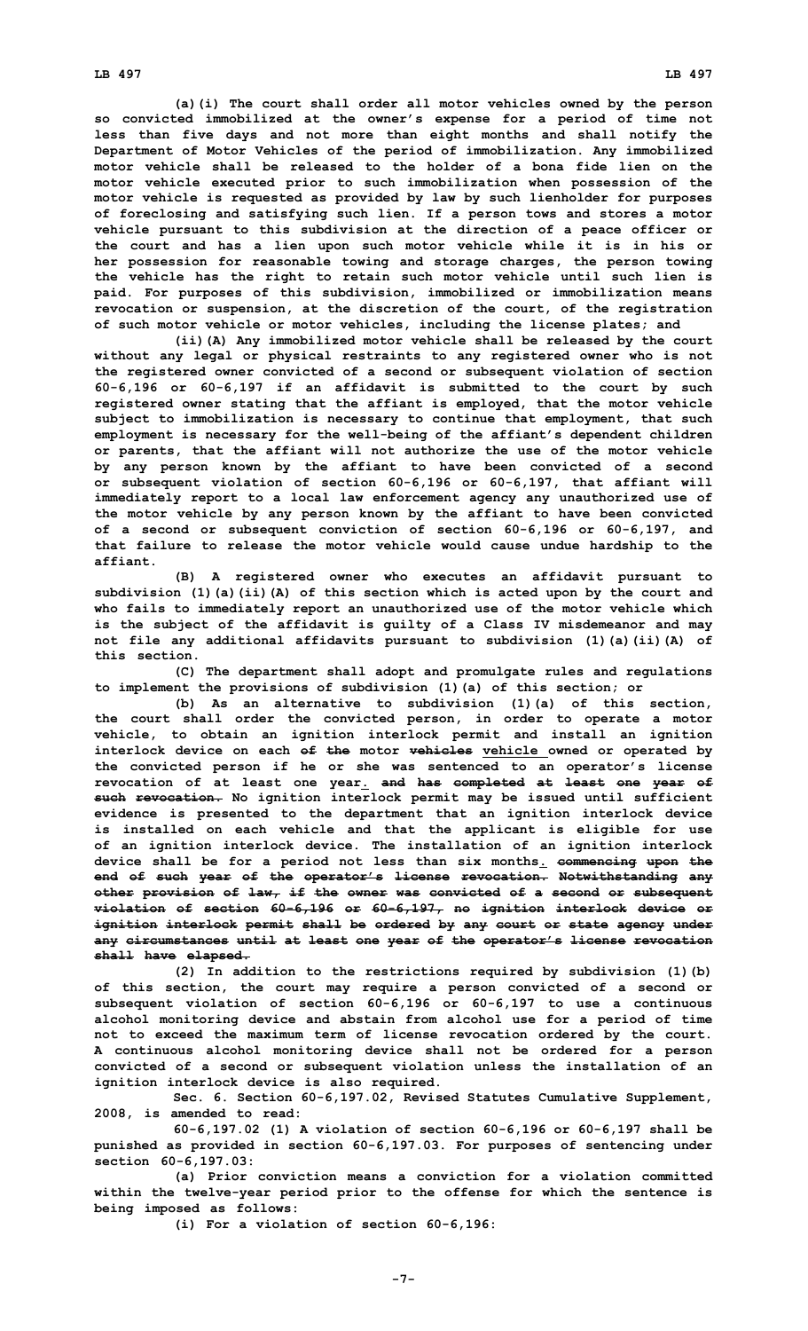(a)(i) The court shall order all motor vehicles owned by the person so convicted immobilized at the owner's expense for a period of time not less than five days and not more than eight months and shall notify the Department of Motor Vehicles of the period of immobilization. Any immobilized motor vehicle shall be released to the holder of a bona fide lien on the motor vehicle executed prior to such immobilization when possession of the motor vehicle is requested as provided by law by such lienholder for purposes of foreclosing and satisfying such lien. If a person tows and stores a motor vehicle pursuant to this subdivision at the direction of a peace officer or the court and has a lien upon such motor vehicle while it is in his or her possession for reasonable towing and storage charges, the person towing the vehicle has the right to retain such motor vehicle until such lien is paid. For purposes of this subdivision, immobilized or immobilization means revocation or suspension, at the discretion of the court, of the registration of such motor vehicle or motor vehicles, including the license plates; and

(ii)(A) Any immobilized motor vehicle shall be released by the court without any legal or physical restraints to any registered owner who is not the registered owner convicted of a second or subsequent violation of section 60-6,196 or 60-6,197 if an affidavit is submitted to the court by such registered owner stating that the affiant is employed, that the motor vehicle subject to immobilization is necessary to continue that employment, that such employment is necessary for the well-being of the affiant's dependent children or parents, that the affiant will not authorize the use of the motor vehicle by any person known by the affiant to have been convicted of a second or subsequent violation of section 60-6,196 or 60-6,197, that affiant will immediately report to a local law enforcement agency any unauthorized use of the motor vehicle by any person known by the affiant to have been convicted of a second or subsequent conviction of section 60-6,196 or 60-6,197, and that failure to release the motor vehicle would cause undue hardship to the affiant.

(B) A registered owner who executes an affidavit pursuant to subdivision (1)(a)(ii)(A) of this section which is acted upon by the court and who fails to immediately report an unauthorized use of the motor vehicle which is the subject of the affidavit is guilty of a Class IV misdemeanor and may not file any additional affidavits pursuant to subdivision (1)(a)(ii)(A) of this section.

(C) The department shall adopt and promulgate rules and regulations to implement the provisions of subdivision (1)(a) of this section; or

(b) As an alternative to subdivision (1)(a) of this section, the court shall order the convicted person, in order to operate a motor vehicle, to obtain an ignition interlock permit and install an ignition interlock device on each ~~of the~~ motor ~~vehicles~~ <u>vehicle</u> owned or operated by the convicted person if he or she was sentenced to an operator's license revocation of at least one year<u>.</u> ~~and has completed at least one year of such revocation.~~ No ignition interlock permit may be issued until sufficient evidence is presented to the department that an ignition interlock device is installed on each vehicle and that the applicant is eligible for use of an ignition interlock device. The installation of an ignition interlock device shall be for a period not less than six months<u>.</u> ~~commencing upon the end of such year of the operator's license revocation. Notwithstanding any other provision of law, if the owner was convicted of a second or subsequent violation of section 60-6,196 or 60-6,197, no ignition interlock device or ignition interlock permit shall be ordered by any court or state agency under any circumstances until at least one year of the operator's license revocation shall have elapsed.~~

(2) In addition to the restrictions required by subdivision (1)(b) of this section, the court may require a person convicted of a second or subsequent violation of section 60-6,196 or 60-6,197 to use a continuous alcohol monitoring device and abstain from alcohol use for a period of time not to exceed the maximum term of license revocation ordered by the court. A continuous alcohol monitoring device shall not be ordered for a person convicted of a second or subsequent violation unless the installation of an ignition interlock device is also required.

Sec. 6. Section 60-6,197.02, Revised Statutes Cumulative Supplement, 2008, is amended to read:

60-6,197.02 (1) A violation of section 60-6,196 or 60-6,197 shall be punished as provided in section 60-6,197.03. For purposes of sentencing under section 60-6,197.03:

(a) Prior conviction means a conviction for a violation committed within the twelve-year period prior to the offense for which the sentence is being imposed as follows:

(i) For a violation of section 60-6,196: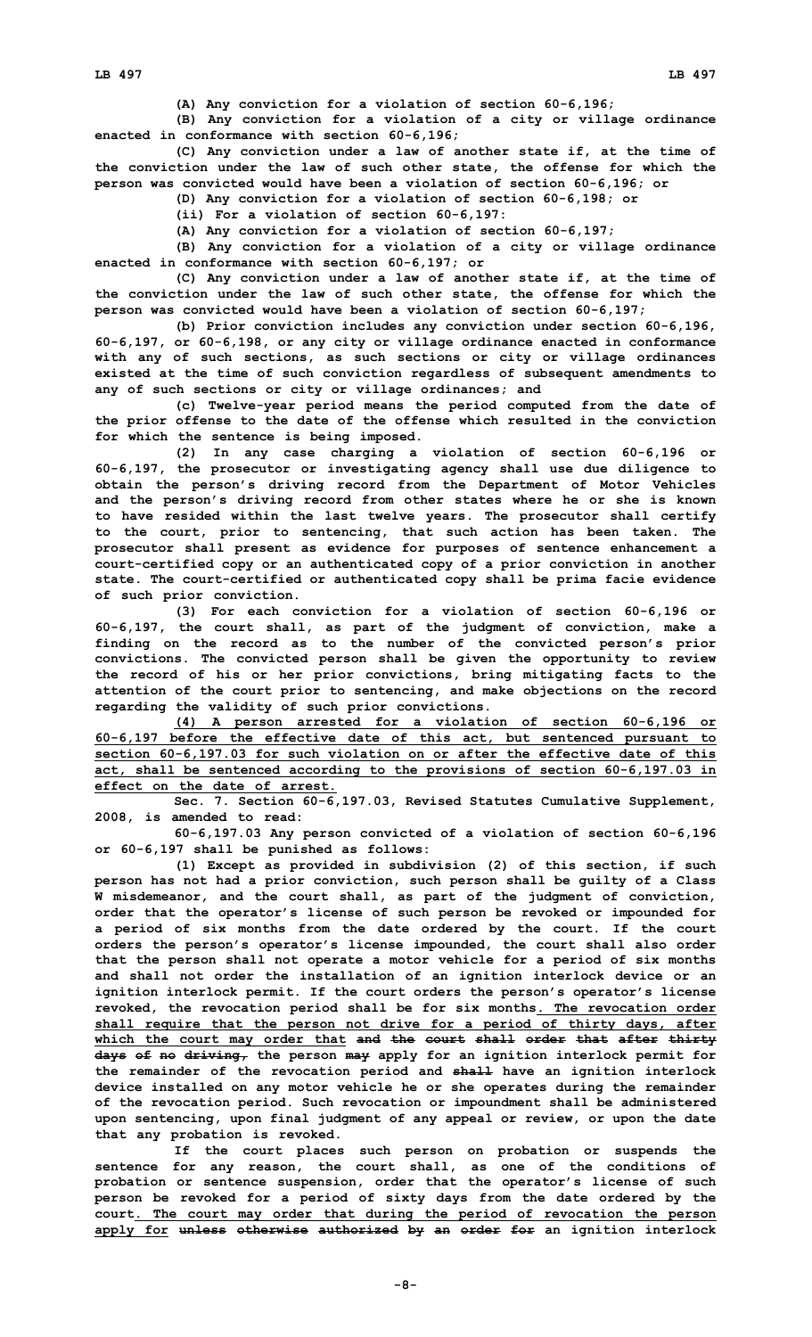(A) Any conviction for a violation of section 60-6,196;

(B) Any conviction for a violation of a city or village ordinance enacted in conformance with section 60-6,196;

(C) Any conviction under a law of another state if, at the time of the conviction under the law of such other state, the offense for which the person was convicted would have been a violation of section 60-6,196; or

(D) Any conviction for a violation of section 60-6,198; or

(ii) For a violation of section 60-6,197:

(A) Any conviction for a violation of section 60-6,197;

(B) Any conviction for a violation of a city or village ordinance enacted in conformance with section 60-6,197; or

(C) Any conviction under a law of another state if, at the time of the conviction under the law of such other state, the offense for which the person was convicted would have been a violation of section 60-6,197;

(b) Prior conviction includes any conviction under section 60-6,196, 60-6,197, or 60-6,198, or any city or village ordinance enacted in conformance with any of such sections, as such sections or city or village ordinances existed at the time of such conviction regardless of subsequent amendments to any of such sections or city or village ordinances; and

(c) Twelve-year period means the period computed from the date of the prior offense to the date of the offense which resulted in the conviction for which the sentence is being imposed.

(2) In any case charging a violation of section 60-6,196 or 60-6,197, the prosecutor or investigating agency shall use due diligence to obtain the person's driving record from the Department of Motor Vehicles and the person's driving record from other states where he or she is known to have resided within the last twelve years. The prosecutor shall certify to the court, prior to sentencing, that such action has been taken. The prosecutor shall present as evidence for purposes of sentence enhancement a court-certified copy or an authenticated copy of a prior conviction in another state. The court-certified or authenticated copy shall be prima facie evidence of such prior conviction.

(3) For each conviction for a violation of section 60-6,196 or 60-6,197, the court shall, as part of the judgment of conviction, make a finding on the record as to the number of the convicted person's prior convictions. The convicted person shall be given the opportunity to review the record of his or her prior convictions, bring mitigating facts to the attention of the court prior to sentencing, and make objections on the record regarding the validity of such prior convictions.

(4) A person arrested for a violation of section 60-6,196 or 60-6,197 before the effective date of this act, but sentenced pursuant to section 60-6,197.03 for such violation on or after the effective date of this act, shall be sentenced according to the provisions of section 60-6,197.03 in effect on the date of arrest.

Sec. 7. Section 60-6,197.03, Revised Statutes Cumulative Supplement, 2008, is amended to read:

60-6,197.03 Any person convicted of a violation of section 60-6,196 or 60-6,197 shall be punished as follows:

(1) Except as provided in subdivision (2) of this section, if such person has not had a prior conviction, such person shall be guilty of a Class W misdemeanor, and the court shall, as part of the judgment of conviction, order that the operator's license of such person be revoked or impounded for a period of six months from the date ordered by the court. If the court orders the person's operator's license impounded, the court shall also order that the person shall not operate a motor vehicle for a period of six months and shall not order the installation of an ignition interlock device or an ignition interlock permit. If the court orders the person's operator's license revoked, the revocation period shall be for six months. The revocation order shall require that the person not drive for a period of thirty days, after which the court may order that ~~and the court shall order that after thirty days of no driving,~~ the person ~~may~~ apply for an ignition interlock permit for the remainder of the revocation period and ~~shall~~ have an ignition interlock device installed on any motor vehicle he or she operates during the remainder of the revocation period. Such revocation or impoundment shall be administered upon sentencing, upon final judgment of any appeal or review, or upon the date that any probation is revoked.

If the court places such person on probation or suspends the sentence for any reason, the court shall, as one of the conditions of probation or sentence suspension, order that the operator's license of such person be revoked for a period of sixty days from the date ordered by the court. The court may order that during the period of revocation the person apply for ~~unless otherwise authorized by an order for~~ an ignition interlock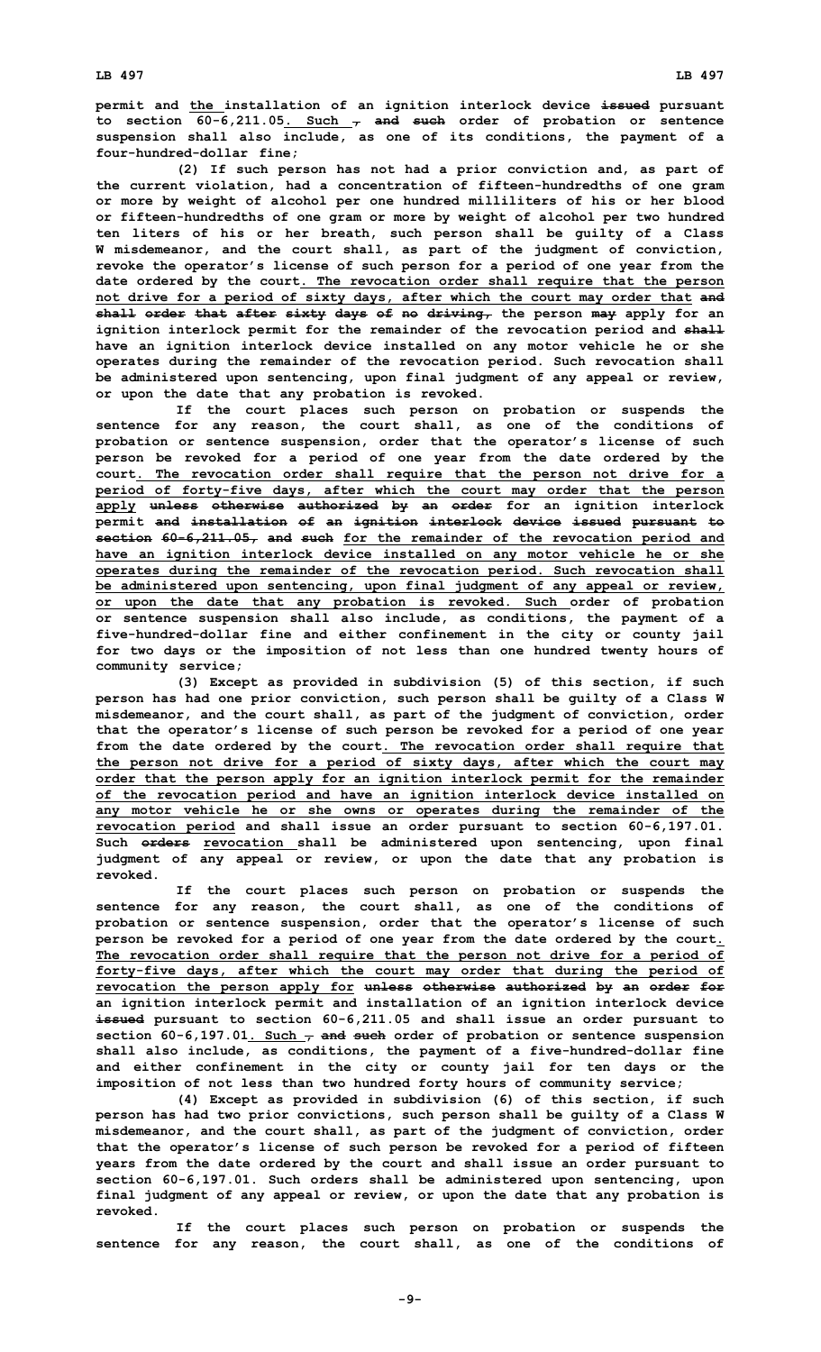permit and the installation of an ignition interlock device issued pursuant to section 60-6,211.05. Such , and such order of probation or sentence suspension shall also include, as one of its conditions, the payment of a four-hundred-dollar fine;

(2) If such person has not had a prior conviction and, as part of the current violation, had a concentration of fifteen-hundredths of one gram or more by weight of alcohol per one hundred milliliters of his or her blood or fifteen-hundredths of one gram or more by weight of alcohol per two hundred ten liters of his or her breath, such person shall be guilty of a Class W misdemeanor, and the court shall, as part of the judgment of conviction, revoke the operator's license of such person for a period of one year from the date ordered by the court. The revocation order shall require that the person not drive for a period of sixty days, after which the court may order that and shall order that after sixty days of no driving, the person may apply for an ignition interlock permit for the remainder of the revocation period and shall have an ignition interlock device installed on any motor vehicle he or she operates during the remainder of the revocation period. Such revocation shall be administered upon sentencing, upon final judgment of any appeal or review, or upon the date that any probation is revoked.

If the court places such person on probation or suspends the sentence for any reason, the court shall, as one of the conditions of probation or sentence suspension, order that the operator's license of such person be revoked for a period of one year from the date ordered by the court. The revocation order shall require that the person not drive for a period of forty-five days, after which the court may order that the person apply unless otherwise authorized by an order for an ignition interlock permit and installation of an ignition interlock device issued pursuant to section 60-6,211.05, and such for the remainder of the revocation period and have an ignition interlock device installed on any motor vehicle he or she operates during the remainder of the revocation period. Such revocation shall be administered upon sentencing, upon final judgment of any appeal or review, or upon the date that any probation is revoked. Such order of probation or sentence suspension shall also include, as conditions, the payment of a five-hundred-dollar fine and either confinement in the city or county jail for two days or the imposition of not less than one hundred twenty hours of community service;

(3) Except as provided in subdivision (5) of this section, if such person has had one prior conviction, such person shall be guilty of a Class W misdemeanor, and the court shall, as part of the judgment of conviction, order that the operator's license of such person be revoked for a period of one year from the date ordered by the court. The revocation order shall require that the person not drive for a period of sixty days, after which the court may order that the person apply for an ignition interlock permit for the remainder of the revocation period and have an ignition interlock device installed on any motor vehicle he or she owns or operates during the remainder of the revocation period and shall issue an order pursuant to section 60-6,197.01. Such orders revocation shall be administered upon sentencing, upon final judgment of any appeal or review, or upon the date that any probation is revoked.

If the court places such person on probation or suspends the sentence for any reason, the court shall, as one of the conditions of probation or sentence suspension, order that the operator's license of such person be revoked for a period of one year from the date ordered by the court. The revocation order shall require that the person not drive for a period of forty-five days, after which the court may order that during the period of revocation the person apply for unless otherwise authorized by an order for an ignition interlock permit and installation of an ignition interlock device issued pursuant to section 60-6,211.05 and shall issue an order pursuant to section 60-6,197.01. Such , and such order of probation or sentence suspension shall also include, as conditions, the payment of a five-hundred-dollar fine and either confinement in the city or county jail for ten days or the imposition of not less than two hundred forty hours of community service;

(4) Except as provided in subdivision (6) of this section, if such person has had two prior convictions, such person shall be guilty of a Class W misdemeanor, and the court shall, as part of the judgment of conviction, order that the operator's license of such person be revoked for a period of fifteen years from the date ordered by the court and shall issue an order pursuant to section 60-6,197.01. Such orders shall be administered upon sentencing, upon final judgment of any appeal or review, or upon the date that any probation is revoked.

If the court places such person on probation or suspends the sentence for any reason, the court shall, as one of the conditions of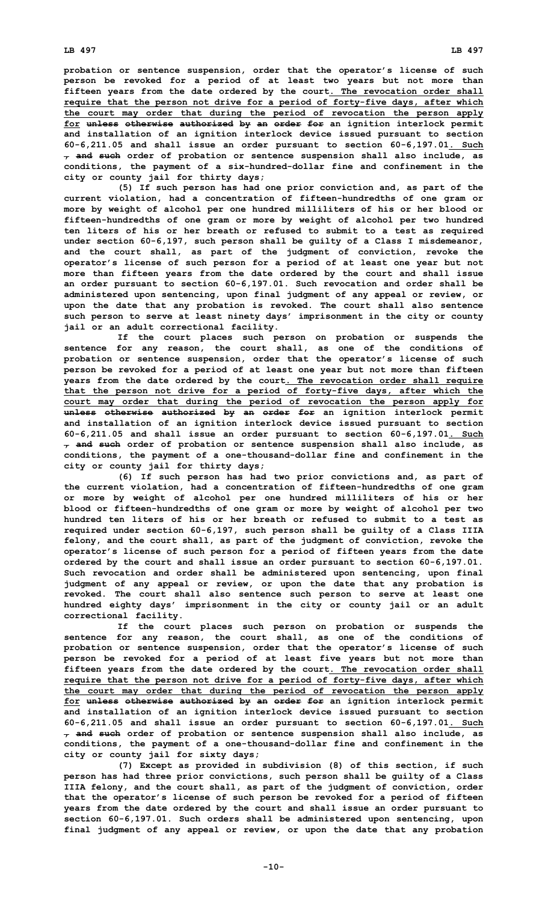probation or sentence suspension, order that the operator's license of such person be revoked for a period of at least two years but not more than fifteen years from the date ordered by the court. The revocation order shall require that the person not drive for a period of forty-five days, after which the court may order that during the period of revocation the person apply for ~~unless otherwise authorized by an order for~~ an ignition interlock permit and installation of an ignition interlock device issued pursuant to section 60-6,211.05 and shall issue an order pursuant to section 60-6,197.01. Such ~~, and such~~ order of probation or sentence suspension shall also include, as conditions, the payment of a six-hundred-dollar fine and confinement in the city or county jail for thirty days;

(5) If such person has had one prior conviction and, as part of the current violation, had a concentration of fifteen-hundredths of one gram or more by weight of alcohol per one hundred milliliters of his or her blood or fifteen-hundredths of one gram or more by weight of alcohol per two hundred ten liters of his or her breath or refused to submit to a test as required under section 60-6,197, such person shall be guilty of a Class I misdemeanor, and the court shall, as part of the judgment of conviction, revoke the operator's license of such person for a period of at least one year but not more than fifteen years from the date ordered by the court and shall issue an order pursuant to section 60-6,197.01. Such revocation and order shall be administered upon sentencing, upon final judgment of any appeal or review, or upon the date that any probation is revoked. The court shall also sentence such person to serve at least ninety days' imprisonment in the city or county jail or an adult correctional facility.

If the court places such person on probation or suspends the sentence for any reason, the court shall, as one of the conditions of probation or sentence suspension, order that the operator's license of such person be revoked for a period of at least one year but not more than fifteen years from the date ordered by the court. The revocation order shall require that the person not drive for a period of forty-five days, after which the court may order that during the period of revocation the person apply for ~~unless otherwise authorized by an order for~~ an ignition interlock permit and installation of an ignition interlock device issued pursuant to section 60-6,211.05 and shall issue an order pursuant to section 60-6,197.01. Such ~~, and such~~ order of probation or sentence suspension shall also include, as conditions, the payment of a one-thousand-dollar fine and confinement in the city or county jail for thirty days;

(6) If such person has had two prior convictions and, as part of the current violation, had a concentration of fifteen-hundredths of one gram or more by weight of alcohol per one hundred milliliters of his or her blood or fifteen-hundredths of one gram or more by weight of alcohol per two hundred ten liters of his or her breath or refused to submit to a test as required under section 60-6,197, such person shall be guilty of a Class IIIA felony, and the court shall, as part of the judgment of conviction, revoke the operator's license of such person for a period of fifteen years from the date ordered by the court and shall issue an order pursuant to section 60-6,197.01. Such revocation and order shall be administered upon sentencing, upon final judgment of any appeal or review, or upon the date that any probation is revoked. The court shall also sentence such person to serve at least one hundred eighty days' imprisonment in the city or county jail or an adult correctional facility.

If the court places such person on probation or suspends the sentence for any reason, the court shall, as one of the conditions of probation or sentence suspension, order that the operator's license of such person be revoked for a period of at least five years but not more than fifteen years from the date ordered by the court. The revocation order shall require that the person not drive for a period of forty-five days, after which the court may order that during the period of revocation the person apply for ~~unless otherwise authorized by an order for~~ an ignition interlock permit and installation of an ignition interlock device issued pursuant to section 60-6,211.05 and shall issue an order pursuant to section 60-6,197.01. Such ~~, and such~~ order of probation or sentence suspension shall also include, as conditions, the payment of a one-thousand-dollar fine and confinement in the city or county jail for sixty days;

(7) Except as provided in subdivision (8) of this section, if such person has had three prior convictions, such person shall be guilty of a Class IIIA felony, and the court shall, as part of the judgment of conviction, order that the operator's license of such person be revoked for a period of fifteen years from the date ordered by the court and shall issue an order pursuant to section 60-6,197.01. Such orders shall be administered upon sentencing, upon final judgment of any appeal or review, or upon the date that any probation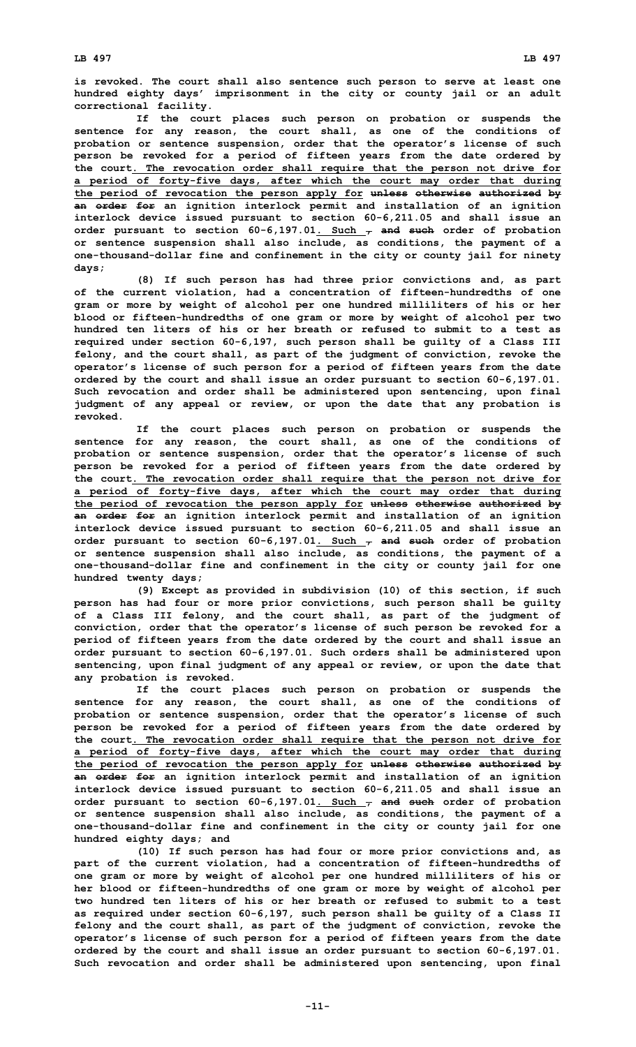is revoked. The court shall also sentence such person to serve at least one hundred eighty days' imprisonment in the city or county jail or an adult correctional facility.

If the court places such person on probation or suspends the sentence for any reason, the court shall, as one of the conditions of probation or sentence suspension, order that the operator's license of such person be revoked for a period of fifteen years from the date ordered by the court. The revocation order shall require that the person not drive for a period of forty-five days, after which the court may order that during the period of revocation the person apply for ~~unless otherwise authorized by an order for~~ an ignition interlock permit and installation of an ignition interlock device issued pursuant to section 60-6,211.05 and shall issue an order pursuant to section 60-6,197.01. Such ~~, and such~~ order of probation or sentence suspension shall also include, as conditions, the payment of a one-thousand-dollar fine and confinement in the city or county jail for ninety days;

(8) If such person has had three prior convictions and, as part of the current violation, had a concentration of fifteen-hundredths of one gram or more by weight of alcohol per one hundred milliliters of his or her blood or fifteen-hundredths of one gram or more by weight of alcohol per two hundred ten liters of his or her breath or refused to submit to a test as required under section 60-6,197, such person shall be guilty of a Class III felony, and the court shall, as part of the judgment of conviction, revoke the operator's license of such person for a period of fifteen years from the date ordered by the court and shall issue an order pursuant to section 60-6,197.01. Such revocation and order shall be administered upon sentencing, upon final judgment of any appeal or review, or upon the date that any probation is revoked.

If the court places such person on probation or suspends the sentence for any reason, the court shall, as one of the conditions of probation or sentence suspension, order that the operator's license of such person be revoked for a period of fifteen years from the date ordered by the court. The revocation order shall require that the person not drive for a period of forty-five days, after which the court may order that during the period of revocation the person apply for ~~unless otherwise authorized by an order for~~ an ignition interlock permit and installation of an ignition interlock device issued pursuant to section 60-6,211.05 and shall issue an order pursuant to section 60-6,197.01. Such ~~, and such~~ order of probation or sentence suspension shall also include, as conditions, the payment of a one-thousand-dollar fine and confinement in the city or county jail for one hundred twenty days;

(9) Except as provided in subdivision (10) of this section, if such person has had four or more prior convictions, such person shall be guilty of a Class III felony, and the court shall, as part of the judgment of conviction, order that the operator's license of such person be revoked for a period of fifteen years from the date ordered by the court and shall issue an order pursuant to section 60-6,197.01. Such orders shall be administered upon sentencing, upon final judgment of any appeal or review, or upon the date that any probation is revoked.

If the court places such person on probation or suspends the sentence for any reason, the court shall, as one of the conditions of probation or sentence suspension, order that the operator's license of such person be revoked for a period of fifteen years from the date ordered by the court. The revocation order shall require that the person not drive for a period of forty-five days, after which the court may order that during the period of revocation the person apply for ~~unless otherwise authorized by an order for~~ an ignition interlock permit and installation of an ignition interlock device issued pursuant to section 60-6,211.05 and shall issue an order pursuant to section 60-6,197.01. Such ~~, and such~~ order of probation or sentence suspension shall also include, as conditions, the payment of a one-thousand-dollar fine and confinement in the city or county jail for one hundred eighty days; and

(10) If such person has had four or more prior convictions and, as part of the current violation, had a concentration of fifteen-hundredths of one gram or more by weight of alcohol per one hundred milliliters of his or her blood or fifteen-hundredths of one gram or more by weight of alcohol per two hundred ten liters of his or her breath or refused to submit to a test as required under section 60-6,197, such person shall be guilty of a Class II felony and the court shall, as part of the judgment of conviction, revoke the operator's license of such person for a period of fifteen years from the date ordered by the court and shall issue an order pursuant to section 60-6,197.01. Such revocation and order shall be administered upon sentencing, upon final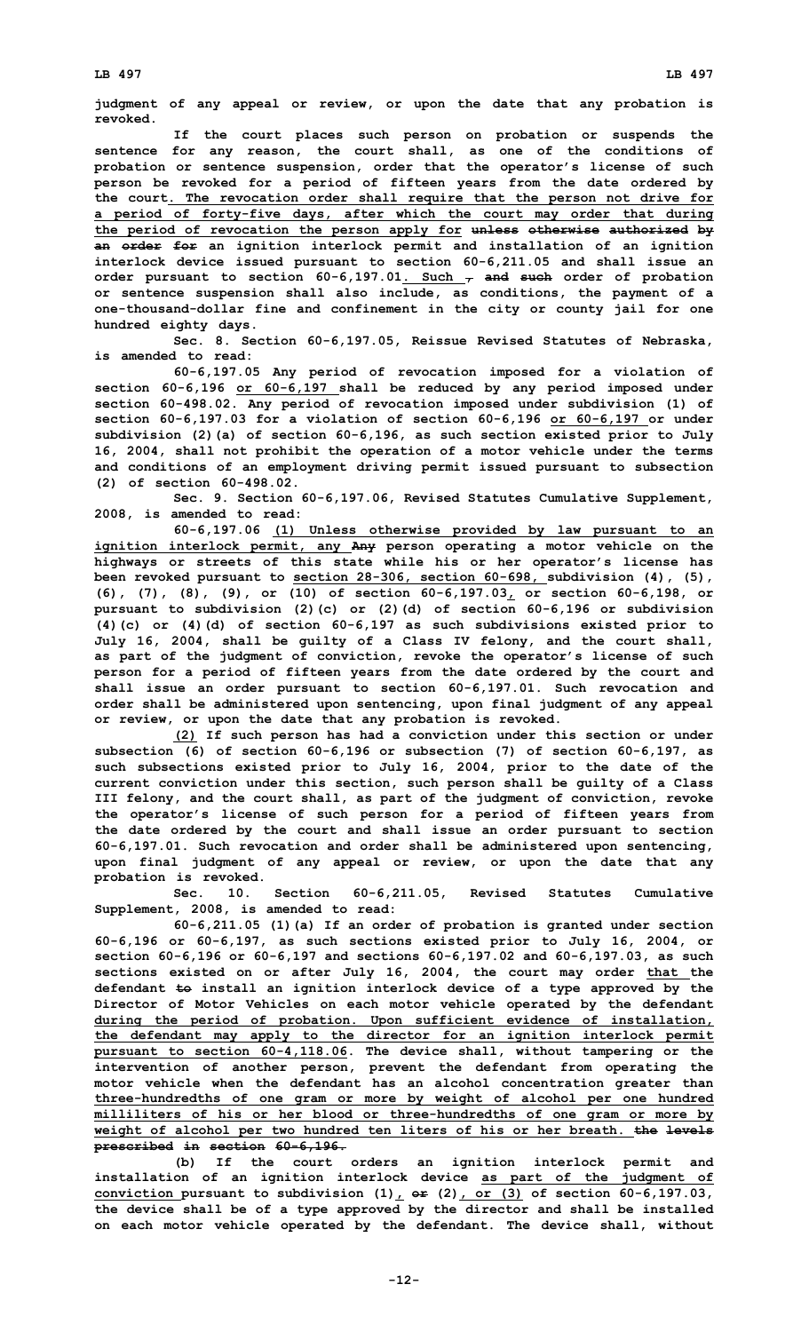judgment of any appeal or review, or upon the date that any probation is revoked.

If the court places such person on probation or suspends the sentence for any reason, the court shall, as one of the conditions of probation or sentence suspension, order that the operator's license of such person be revoked for a period of fifteen years from the date ordered by the court. The revocation order shall require that the person not drive for a period of forty-five days, after which the court may order that during the period of revocation the person apply for ~~unless otherwise authorized by an order for~~ an ignition interlock permit and installation of an ignition interlock device issued pursuant to section 60-6,211.05 and shall issue an order pursuant to section 60-6,197.01. Such ~~, and such~~ order of probation or sentence suspension shall also include, as conditions, the payment of a one-thousand-dollar fine and confinement in the city or county jail for one hundred eighty days.

Sec. 8. Section 60-6,197.05, Reissue Revised Statutes of Nebraska, is amended to read:

60-6,197.05 Any period of revocation imposed for a violation of section 60-6,196 or 60-6,197 shall be reduced by any period imposed under section 60-498.02. Any period of revocation imposed under subdivision (1) of section 60-6,197.03 for a violation of section 60-6,196 or 60-6,197 or under subdivision (2)(a) of section 60-6,196, as such section existed prior to July 16, 2004, shall not prohibit the operation of a motor vehicle under the terms and conditions of an employment driving permit issued pursuant to subsection (2) of section 60-498.02.

Sec. 9. Section 60-6,197.06, Revised Statutes Cumulative Supplement, 2008, is amended to read:

60-6,197.06 (1) Unless otherwise provided by law pursuant to an ignition interlock permit, any ~~Any~~ person operating a motor vehicle on the highways or streets of this state while his or her operator's license has been revoked pursuant to section 28-306, section 60-698, subdivision (4), (5), (6), (7), (8), (9), or (10) of section 60-6,197.03, or section 60-6,198, or pursuant to subdivision (2)(c) or (2)(d) of section 60-6,196 or subdivision (4)(c) or (4)(d) of section 60-6,197 as such subdivisions existed prior to July 16, 2004, shall be guilty of a Class IV felony, and the court shall, as part of the judgment of conviction, revoke the operator's license of such person for a period of fifteen years from the date ordered by the court and shall issue an order pursuant to section 60-6,197.01. Such revocation and order shall be administered upon sentencing, upon final judgment of any appeal or review, or upon the date that any probation is revoked.

(2) If such person has had a conviction under this section or under subsection (6) of section 60-6,196 or subsection (7) of section 60-6,197, as such subsections existed prior to July 16, 2004, prior to the date of the current conviction under this section, such person shall be guilty of a Class III felony, and the court shall, as part of the judgment of conviction, revoke the operator's license of such person for a period of fifteen years from the date ordered by the court and shall issue an order pursuant to section 60-6,197.01. Such revocation and order shall be administered upon sentencing, upon final judgment of any appeal or review, or upon the date that any probation is revoked.

Sec. 10. Section 60-6,211.05, Revised Statutes Cumulative Supplement, 2008, is amended to read:

60-6,211.05 (1)(a) If an order of probation is granted under section 60-6,196 or 60-6,197, as such sections existed prior to July 16, 2004, or section 60-6,196 or 60-6,197 and sections 60-6,197.02 and 60-6,197.03, as such sections existed on or after July 16, 2004, the court may order that the defendant ~~to~~ install an ignition interlock device of a type approved by the Director of Motor Vehicles on each motor vehicle operated by the defendant during the period of probation. Upon sufficient evidence of installation, the defendant may apply to the director for an ignition interlock permit pursuant to section 60-4,118.06. The device shall, without tampering or the intervention of another person, prevent the defendant from operating the motor vehicle when the defendant has an alcohol concentration greater than three-hundredths of one gram or more by weight of alcohol per one hundred milliliters of his or her blood or three-hundredths of one gram or more by weight of alcohol per two hundred ten liters of his or her breath. ~~the levels prescribed in section 60-6,196.~~

(b) If the court orders an ignition interlock permit and installation of an ignition interlock device as part of the judgment of conviction pursuant to subdivision (1), ~~or~~ (2), or (3) of section 60-6,197.03, the device shall be of a type approved by the director and shall be installed on each motor vehicle operated by the defendant. The device shall, without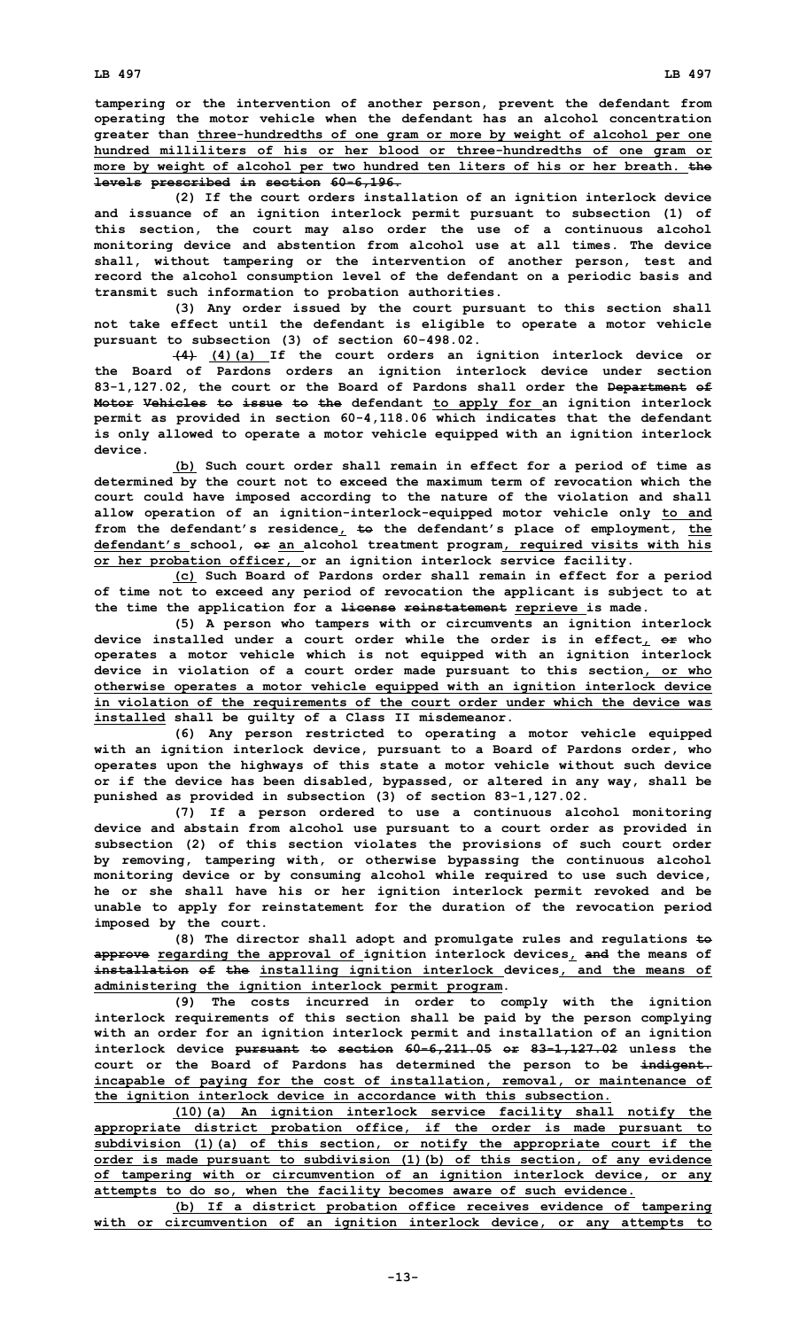tampering or the intervention of another person, prevent the defendant from operating the motor vehicle when the defendant has an alcohol concentration greater than three-hundredths of one gram or more by weight of alcohol per one hundred milliliters of his or her blood or three-hundredths of one gram or more by weight of alcohol per two hundred ten liters of his or her breath. ~~the levels prescribed in section 60-6,196.~~

(2) If the court orders installation of an ignition interlock device and issuance of an ignition interlock permit pursuant to subsection (1) of this section, the court may also order the use of a continuous alcohol monitoring device and abstention from alcohol use at all times. The device shall, without tampering or the intervention of another person, test and record the alcohol consumption level of the defendant on a periodic basis and transmit such information to probation authorities.

(3) Any order issued by the court pursuant to this section shall not take effect until the defendant is eligible to operate a motor vehicle pursuant to subsection (3) of section 60-498.02.

~~(4)~~ (4)(a) If the court orders an ignition interlock device or the Board of Pardons orders an ignition interlock device under section 83-1,127.02, the court or the Board of Pardons shall order the ~~Department of Motor Vehicles to issue to the~~ defendant to apply for an ignition interlock permit as provided in section 60-4,118.06 which indicates that the defendant is only allowed to operate a motor vehicle equipped with an ignition interlock device.

(b) Such court order shall remain in effect for a period of time as determined by the court not to exceed the maximum term of revocation which the court could have imposed according to the nature of the violation and shall allow operation of an ignition-interlock-equipped motor vehicle only to and from the defendant's residence, ~~to~~ the defendant's place of employment, the defendant's school, ~~or~~ an alcohol treatment program, required visits with his or her probation officer, or an ignition interlock service facility.

(c) Such Board of Pardons order shall remain in effect for a period of time not to exceed any period of revocation the applicant is subject to at the time the application for a ~~license reinstatement~~ reprieve is made.

(5) A person who tampers with or circumvents an ignition interlock device installed under a court order while the order is in effect, ~~or~~ who operates a motor vehicle which is not equipped with an ignition interlock device in violation of a court order made pursuant to this section, or who otherwise operates a motor vehicle equipped with an ignition interlock device in violation of the requirements of the court order under which the device was installed shall be guilty of a Class II misdemeanor.

(6) Any person restricted to operating a motor vehicle equipped with an ignition interlock device, pursuant to a Board of Pardons order, who operates upon the highways of this state a motor vehicle without such device or if the device has been disabled, bypassed, or altered in any way, shall be punished as provided in subsection (3) of section 83-1,127.02.

(7) If a person ordered to use a continuous alcohol monitoring device and abstain from alcohol use pursuant to a court order as provided in subsection (2) of this section violates the provisions of such court order by removing, tampering with, or otherwise bypassing the continuous alcohol monitoring device or by consuming alcohol while required to use such device, he or she shall have his or her ignition interlock permit revoked and be unable to apply for reinstatement for the duration of the revocation period imposed by the court.

(8) The director shall adopt and promulgate rules and regulations ~~to approve~~ regarding the approval of ignition interlock devices, ~~and~~ the means of ~~installation of the~~ installing ignition interlock devices, and the means of administering the ignition interlock permit program.

(9) The costs incurred in order to comply with the ignition interlock requirements of this section shall be paid by the person complying with an order for an ignition interlock permit and installation of an ignition interlock device ~~pursuant to section 60-6,211.05 or 83-1,127.02~~ unless the court or the Board of Pardons has determined the person to be ~~indigent.~~ incapable of paying for the cost of installation, removal, or maintenance of the ignition interlock device in accordance with this subsection.

(10)(a) An ignition interlock service facility shall notify the appropriate district probation office, if the order is made pursuant to subdivision (1)(a) of this section, or notify the appropriate court if the order is made pursuant to subdivision (1)(b) of this section, of any evidence of tampering with or circumvention of an ignition interlock device, or any attempts to do so, when the facility becomes aware of such evidence.

(b) If a district probation office receives evidence of tampering with or circumvention of an ignition interlock device, or any attempts to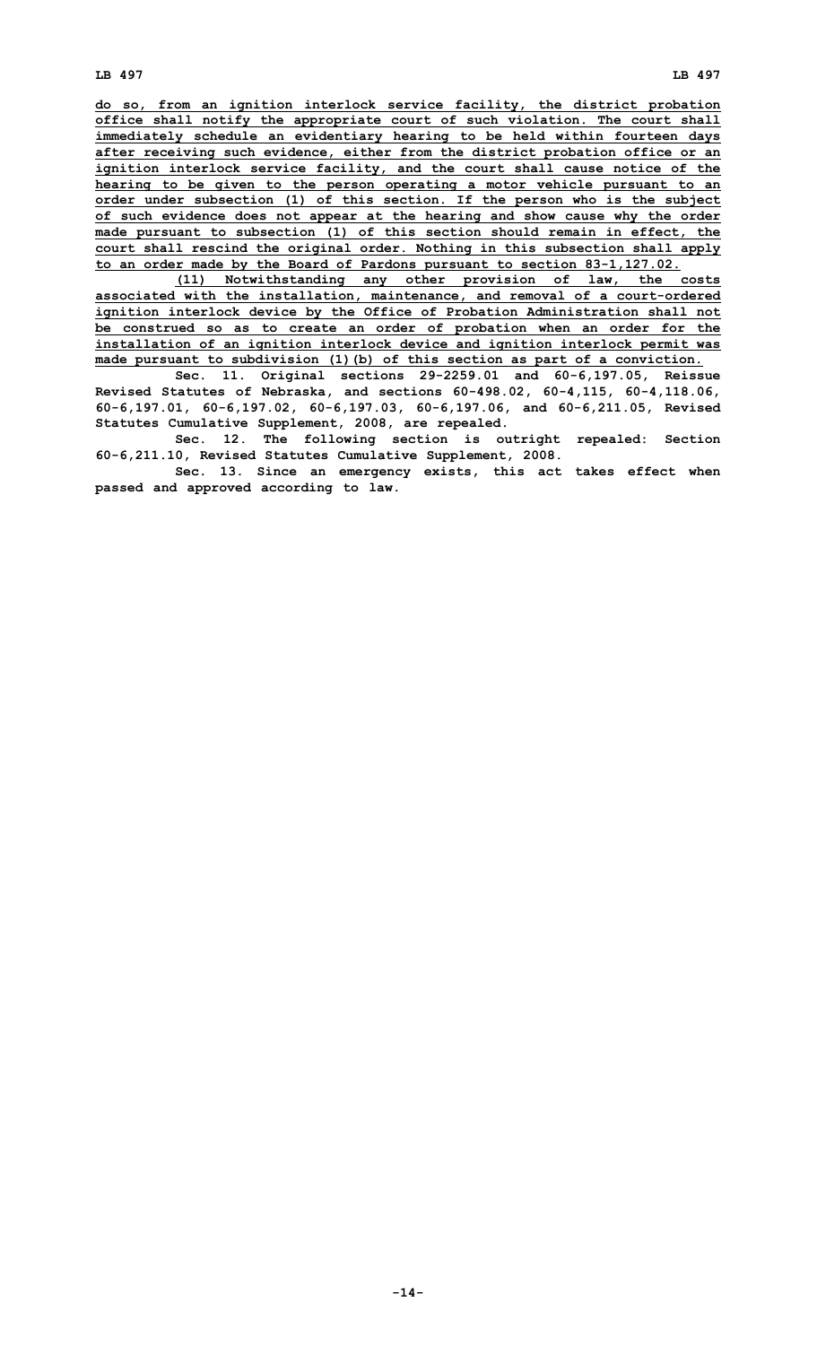do so, from an ignition interlock service facility, the district probation office shall notify the appropriate court of such violation. The court shall immediately schedule an evidentiary hearing to be held within fourteen days after receiving such evidence, either from the district probation office or an ignition interlock service facility, and the court shall cause notice of the hearing to be given to the person operating a motor vehicle pursuant to an order under subsection (1) of this section. If the person who is the subject of such evidence does not appear at the hearing and show cause why the order made pursuant to subsection (1) of this section should remain in effect, the court shall rescind the original order. Nothing in this subsection shall apply to an order made by the Board of Pardons pursuant to section 83-1,127.02.

(11) Notwithstanding any other provision of law, the costs associated with the installation, maintenance, and removal of a court-ordered ignition interlock device by the Office of Probation Administration shall not be construed so as to create an order of probation when an order for the installation of an ignition interlock device and ignition interlock permit was made pursuant to subdivision (1)(b) of this section as part of a conviction.

Sec. 11. Original sections 29-2259.01 and 60-6,197.05, Reissue Revised Statutes of Nebraska, and sections 60-498.02, 60-4,115, 60-4,118.06, 60-6,197.01, 60-6,197.02, 60-6,197.03, 60-6,197.06, and 60-6,211.05, Revised Statutes Cumulative Supplement, 2008, are repealed.

Sec. 12. The following section is outright repealed: Section 60-6,211.10, Revised Statutes Cumulative Supplement, 2008.

Sec. 13. Since an emergency exists, this act takes effect when passed and approved according to law.